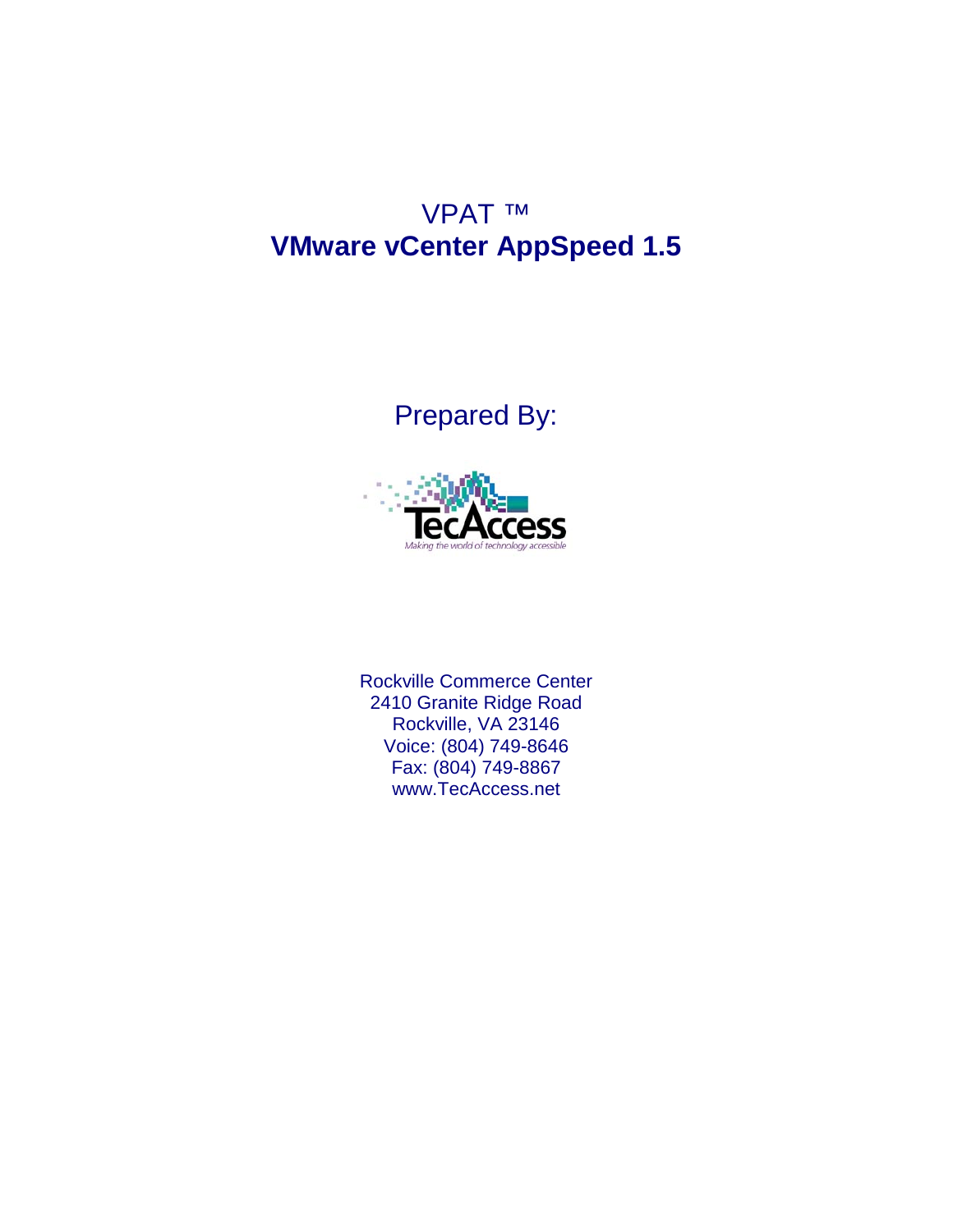# VPAT ™
# VMware vCenter AppSpeed 1.5

Prepared By:

TecAccess
*Making the world of technology accessible*

Rockville Commerce Center
2410 Granite Ridge Road
Rockville, VA 23146
Voice: (804) 749-8646
Fax: (804) 749-8867
www.TecAccess.net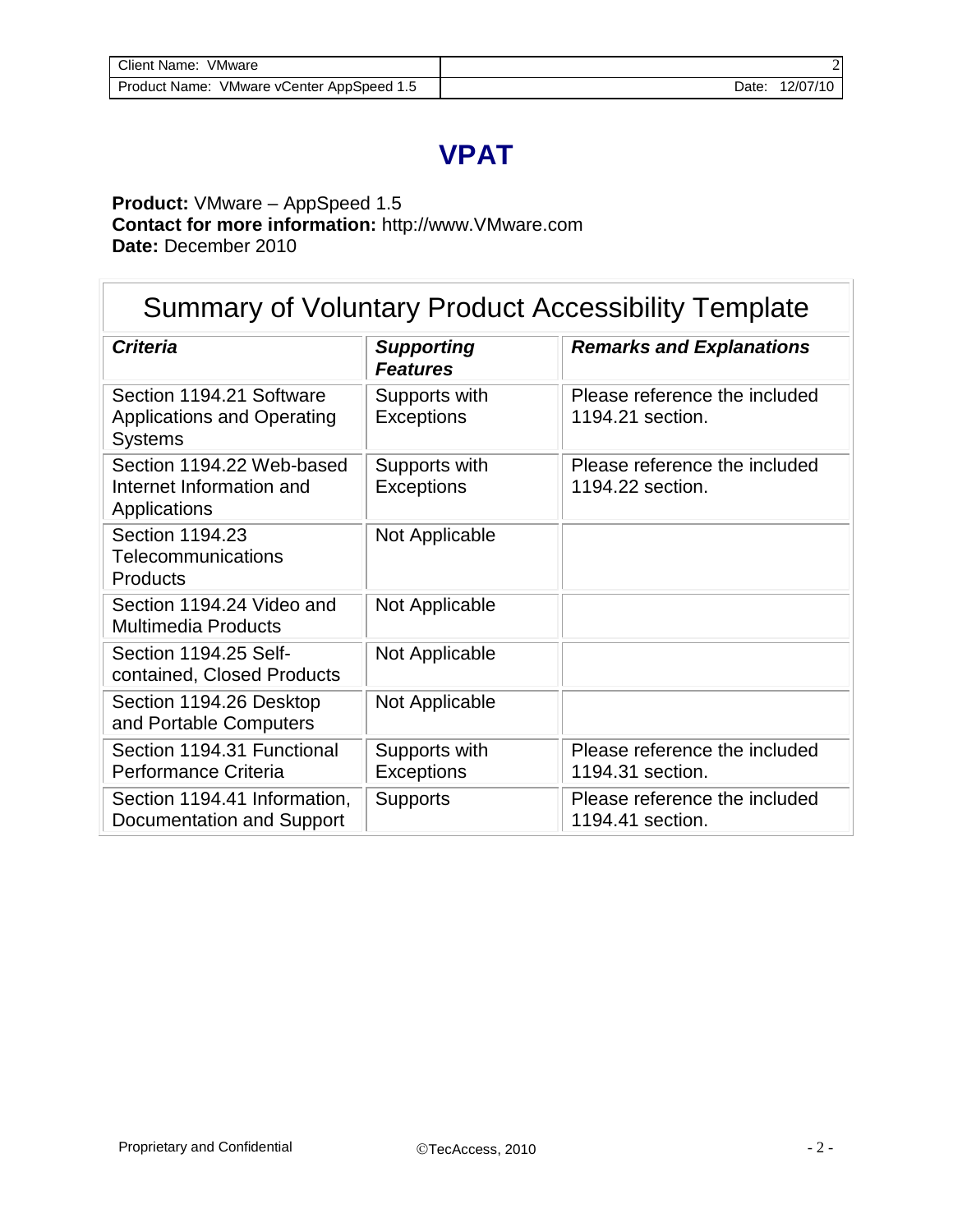# VPAT

**Product:** VMware – AppSpeed 1.5
**Contact for more information:** http://www.VMware.com
**Date:** December 2010

## Summary of Voluntary Product Accessibility Template

| ***Criteria*** | ***Supporting Features*** | ***Remarks and Explanations*** |
|---|---|---|
| Section 1194.21 Software Applications and Operating Systems | Supports with Exceptions | Please reference the included 1194.21 section. |
| Section 1194.22 Web-based Internet Information and Applications | Supports with Exceptions | Please reference the included 1194.22 section. |
| Section 1194.23 Telecommunications Products | Not Applicable | |
| Section 1194.24 Video and Multimedia Products | Not Applicable | |
| Section 1194.25 Self-contained, Closed Products | Not Applicable | |
| Section 1194.26 Desktop and Portable Computers | Not Applicable | |
| Section 1194.31 Functional Performance Criteria | Supports with Exceptions | Please reference the included 1194.31 section. |
| Section 1194.41 Information, Documentation and Support | Supports | Please reference the included 1194.41 section. |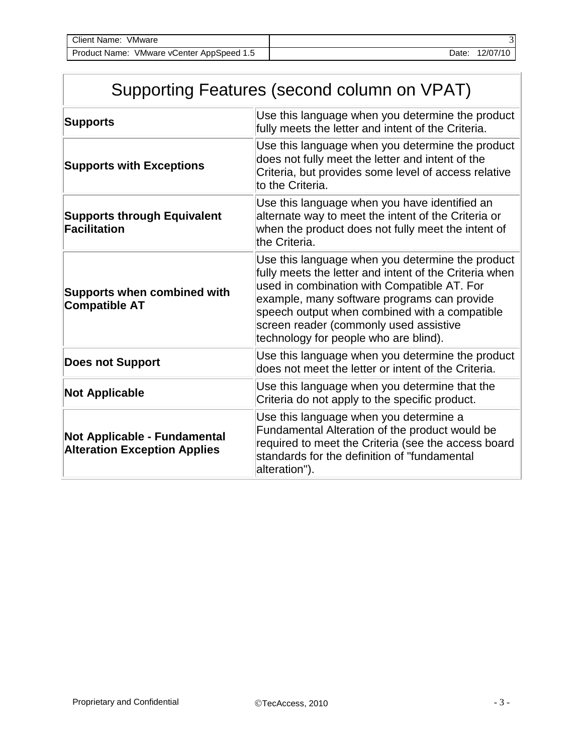## Supporting Features (second column on VPAT)

| Supporting Feature | Description |
|---|---|
| **Supports** | Use this language when you determine the product fully meets the letter and intent of the Criteria. |
| **Supports with Exceptions** | Use this language when you determine the product does not fully meet the letter and intent of the Criteria, but provides some level of access relative to the Criteria. |
| **Supports through Equivalent Facilitation** | Use this language when you have identified an alternate way to meet the intent of the Criteria or when the product does not fully meet the intent of the Criteria. |
| **Supports when combined with Compatible AT** | Use this language when you determine the product fully meets the letter and intent of the Criteria when used in combination with Compatible AT. For example, many software programs can provide speech output when combined with a compatible screen reader (commonly used assistive technology for people who are blind). |
| **Does not Support** | Use this language when you determine the product does not meet the letter or intent of the Criteria. |
| **Not Applicable** | Use this language when you determine that the Criteria do not apply to the specific product. |
| **Not Applicable - Fundamental Alteration Exception Applies** | Use this language when you determine a Fundamental Alteration of the product would be required to meet the Criteria (see the access board standards for the definition of "fundamental alteration"). |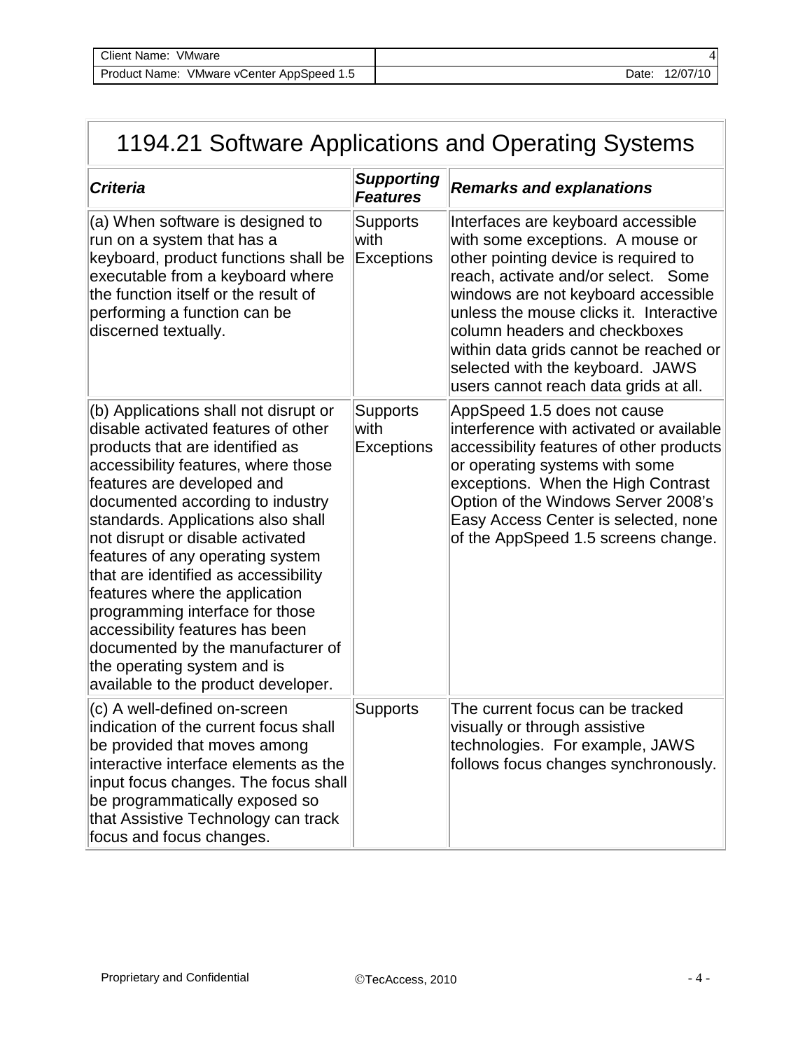# 1194.21 Software Applications and Operating Systems

| *Criteria* | *Supporting Features* | *Remarks and explanations* |
| --- | --- | --- |
| (a) When software is designed to run on a system that has a keyboard, product functions shall be executable from a keyboard where the function itself or the result of performing a function can be discerned textually. | Supports with Exceptions | Interfaces are keyboard accessible with some exceptions. A mouse or other pointing device is required to reach, activate and/or select. Some windows are not keyboard accessible unless the mouse clicks it. Interactive column headers and checkboxes within data grids cannot be reached or selected with the keyboard. JAWS users cannot reach data grids at all. |
| (b) Applications shall not disrupt or disable activated features of other products that are identified as accessibility features, where those features are developed and documented according to industry standards. Applications also shall not disrupt or disable activated features of any operating system that are identified as accessibility features where the application programming interface for those accessibility features has been documented by the manufacturer of the operating system and is available to the product developer. | Supports with Exceptions | AppSpeed 1.5 does not cause interference with activated or available accessibility features of other products or operating systems with some exceptions. When the High Contrast Option of the Windows Server 2008's Easy Access Center is selected, none of the AppSpeed 1.5 screens change. |
| (c) A well-defined on-screen indication of the current focus shall be provided that moves among interactive interface elements as the input focus changes. The focus shall be programmatically exposed so that Assistive Technology can track focus and focus changes. | Supports | The current focus can be tracked visually or through assistive technologies. For example, JAWS follows focus changes synchronously. |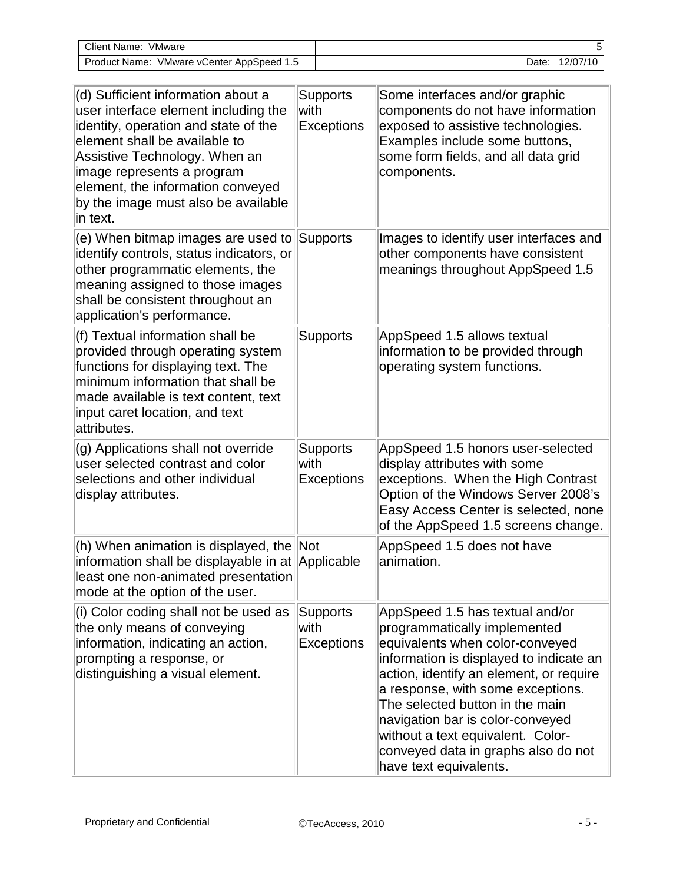| (d) Sufficient information about a user interface element including the identity, operation and state of the element shall be available to Assistive Technology. When an image represents a program element, the information conveyed by the image must also be available in text. | Supports with Exceptions | Some interfaces and/or graphic components do not have information exposed to assistive technologies. Examples include some buttons, some form fields, and all data grid components. |
|---|---|---|
| (e) When bitmap images are used to identify controls, status indicators, or other programmatic elements, the meaning assigned to those images shall be consistent throughout an application's performance. | Supports | Images to identify user interfaces and other components have consistent meanings throughout AppSpeed 1.5 |
| (f) Textual information shall be provided through operating system functions for displaying text. The minimum information that shall be made available is text content, text input caret location, and text attributes. | Supports | AppSpeed 1.5 allows textual information to be provided through operating system functions. |
| (g) Applications shall not override user selected contrast and color selections and other individual display attributes. | Supports with Exceptions | AppSpeed 1.5 honors user-selected display attributes with some exceptions. When the High Contrast Option of the Windows Server 2008's Easy Access Center is selected, none of the AppSpeed 1.5 screens change. |
| (h) When animation is displayed, the information shall be displayable in at least one non-animated presentation mode at the option of the user. | Not Applicable | AppSpeed 1.5 does not have animation. |
| (i) Color coding shall not be used as the only means of conveying information, indicating an action, prompting a response, or distinguishing a visual element. | Supports with Exceptions | AppSpeed 1.5 has textual and/or programmatically implemented equivalents when color-conveyed information is displayed to indicate an action, identify an element, or require a response, with some exceptions. The selected button in the main navigation bar is color-conveyed without a text equivalent. Color-conveyed data in graphs also do not have text equivalents. |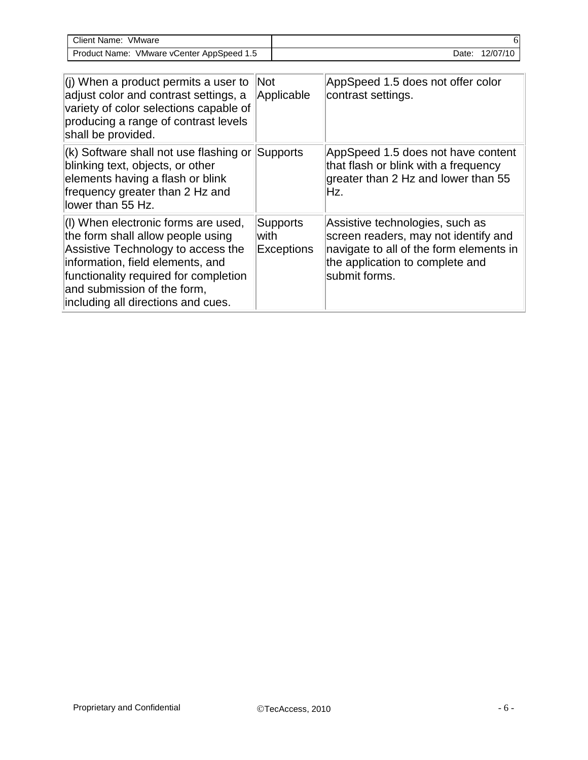| | | |
|---|---|---|
| (j) When a product permits a user to adjust color and contrast settings, a variety of color selections capable of producing a range of contrast levels shall be provided. | Not Applicable | AppSpeed 1.5 does not offer color contrast settings. |
| (k) Software shall not use flashing or blinking text, objects, or other elements having a flash or blink frequency greater than 2 Hz and lower than 55 Hz. | Supports | AppSpeed 1.5 does not have content that flash or blink with a frequency greater than 2 Hz and lower than 55 Hz. |
| (l) When electronic forms are used, the form shall allow people using Assistive Technology to access the information, field elements, and functionality required for completion and submission of the form, including all directions and cues. | Supports with Exceptions | Assistive technologies, such as screen readers, may not identify and navigate to all of the form elements in the application to complete and submit forms. |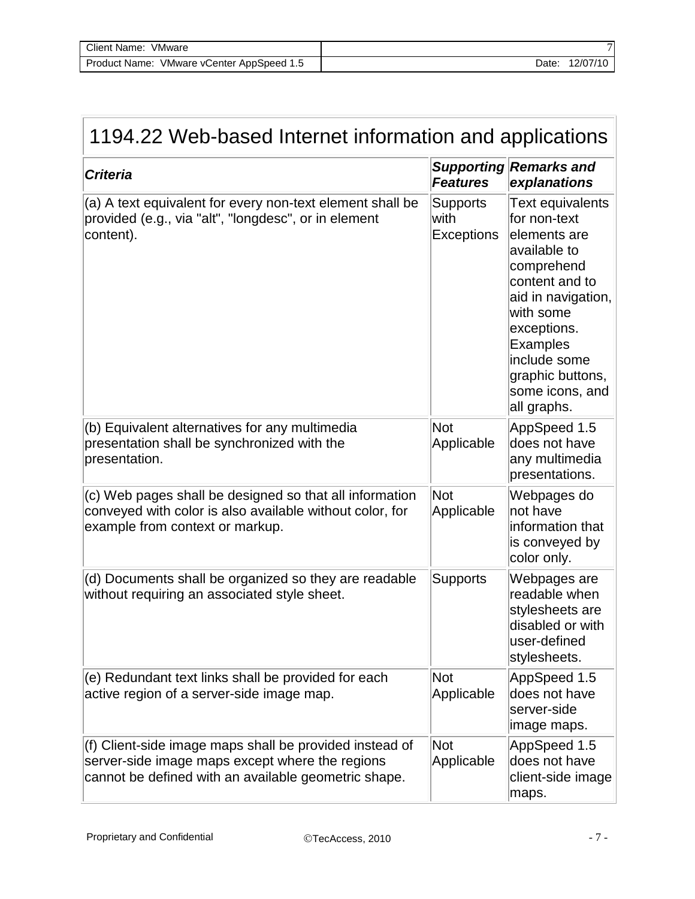| 1194.22 Web-based Internet information and applications | | |
|---|---|---|
| ***Criteria*** | ***Supporting Features*** | ***Remarks and explanations*** |
| (a) A text equivalent for every non-text element shall be provided (e.g., via "alt", "longdesc", or in element content). | Supports with Exceptions | Text equivalents for non-text elements are available to comprehend content and to aid in navigation, with some exceptions. Examples include some graphic buttons, some icons, and all graphs. |
| (b) Equivalent alternatives for any multimedia presentation shall be synchronized with the presentation. | Not Applicable | AppSpeed 1.5 does not have any multimedia presentations. |
| (c) Web pages shall be designed so that all information conveyed with color is also available without color, for example from context or markup. | Not Applicable | Webpages do not have information that is conveyed by color only. |
| (d) Documents shall be organized so they are readable without requiring an associated style sheet. | Supports | Webpages are readable when stylesheets are disabled or with user-defined stylesheets. |
| (e) Redundant text links shall be provided for each active region of a server-side image map. | Not Applicable | AppSpeed 1.5 does not have server-side image maps. |
| (f) Client-side image maps shall be provided instead of server-side image maps except where the regions cannot be defined with an available geometric shape. | Not Applicable | AppSpeed 1.5 does not have client-side image maps. |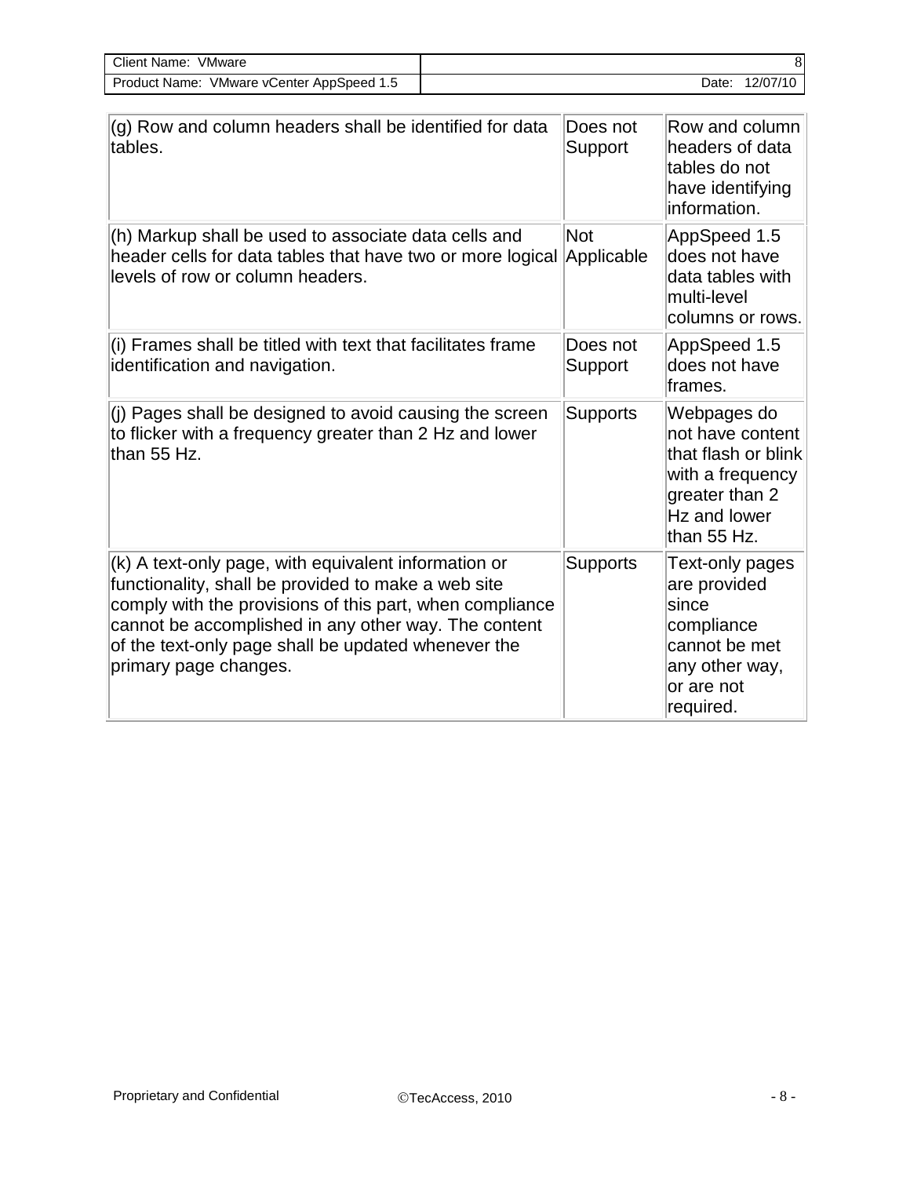| | | |
|---|---|---|
| (g) Row and column headers shall be identified for data tables. | Does not Support | Row and column headers of data tables do not have identifying information. |
| (h) Markup shall be used to associate data cells and header cells for data tables that have two or more logical levels of row or column headers. | Not Applicable | AppSpeed 1.5 does not have data tables with multi-level columns or rows. |
| (i) Frames shall be titled with text that facilitates frame identification and navigation. | Does not Support | AppSpeed 1.5 does not have frames. |
| (j) Pages shall be designed to avoid causing the screen to flicker with a frequency greater than 2 Hz and lower than 55 Hz. | Supports | Webpages do not have content that flash or blink with a frequency greater than 2 Hz and lower than 55 Hz. |
| (k) A text-only page, with equivalent information or functionality, shall be provided to make a web site comply with the provisions of this part, when compliance cannot be accomplished in any other way. The content of the text-only page shall be updated whenever the primary page changes. | Supports | Text-only pages are provided since compliance cannot be met any other way, or are not required. |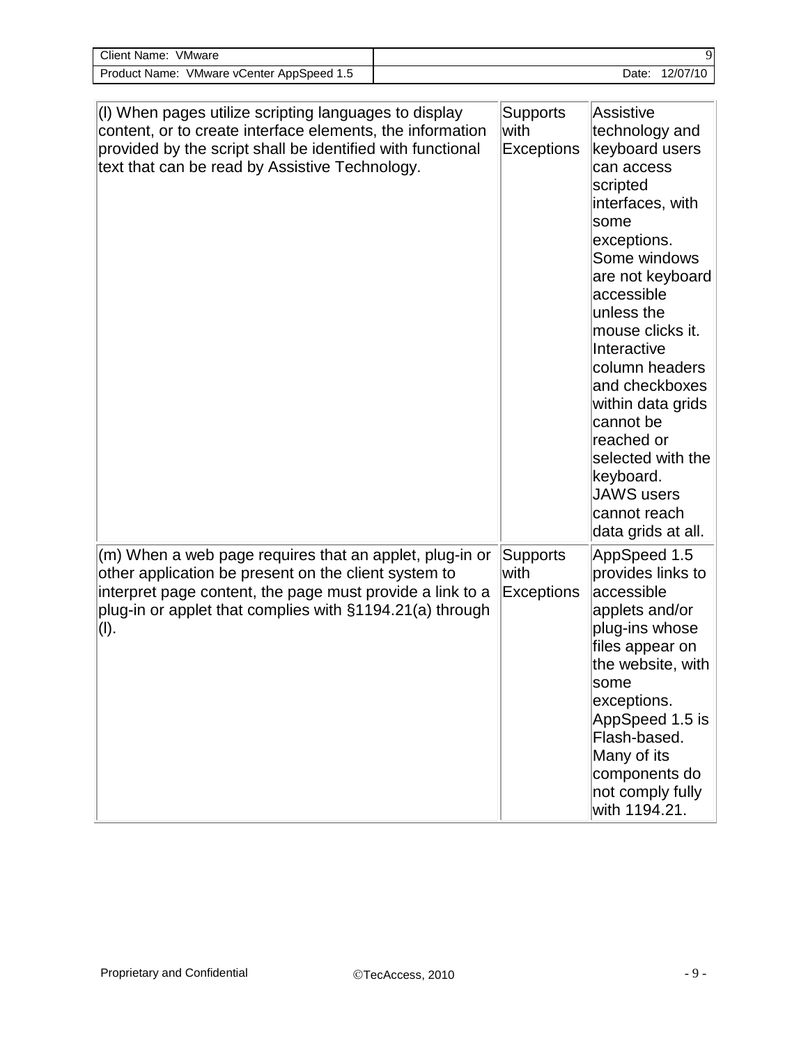| | | |
|---|---|---|
| (l) When pages utilize scripting languages to display content, or to create interface elements, the information provided by the script shall be identified with functional text that can be read by Assistive Technology. | Supports with Exceptions | Assistive technology and keyboard users can access scripted interfaces, with some exceptions. Some windows are not keyboard accessible unless the mouse clicks it. Interactive column headers and checkboxes within data grids cannot be reached or selected with the keyboard. JAWS users cannot reach data grids at all. |
| (m) When a web page requires that an applet, plug-in or other application be present on the client system to interpret page content, the page must provide a link to a plug-in or applet that complies with §1194.21(a) through (l). | Supports with Exceptions | AppSpeed 1.5 provides links to accessible applets and/or plug-ins whose files appear on the website, with some exceptions. AppSpeed 1.5 is Flash-based. Many of its components do not comply fully with 1194.21. |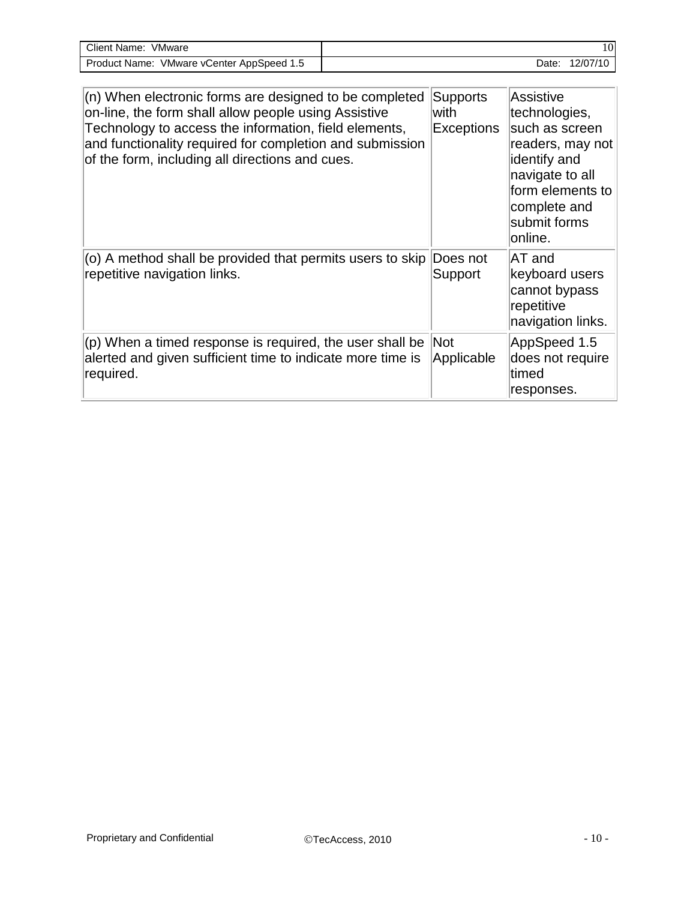| | | |
|---|---|---|
| (n) When electronic forms are designed to be completed on-line, the form shall allow people using Assistive Technology to access the information, field elements, and functionality required for completion and submission of the form, including all directions and cues. | Supports with Exceptions | Assistive technologies, such as screen readers, may not identify and navigate to all form elements to complete and submit forms online. |
| (o) A method shall be provided that permits users to skip repetitive navigation links. | Does not Support | AT and keyboard users cannot bypass repetitive navigation links. |
| (p) When a timed response is required, the user shall be alerted and given sufficient time to indicate more time is required. | Not Applicable | AppSpeed 1.5 does not require timed responses. |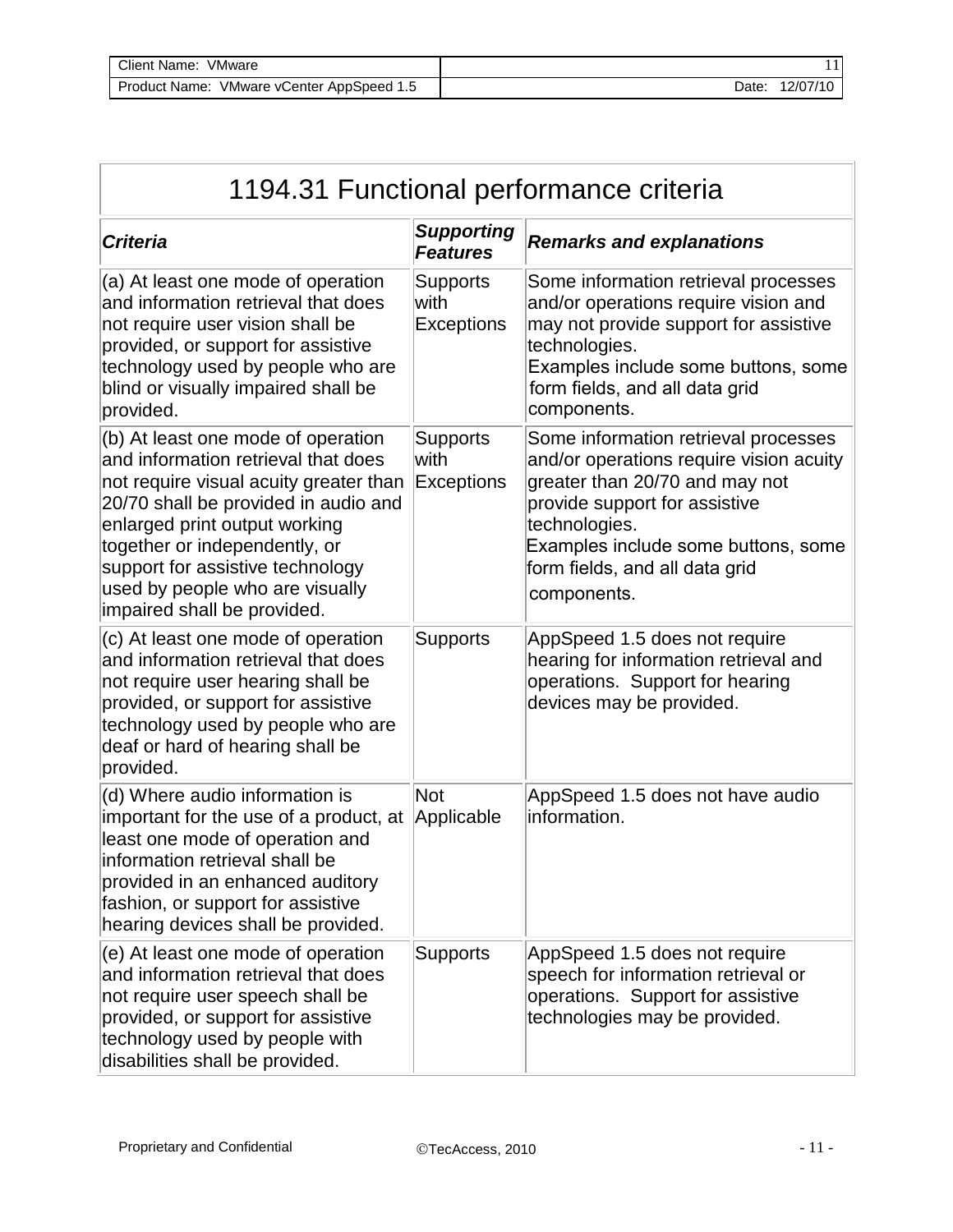# 1194.31 Functional performance criteria

| *Criteria* | *Supporting Features* | *Remarks and explanations* |
|---|---|---|
| (a) At least one mode of operation and information retrieval that does not require user vision shall be provided, or support for assistive technology used by people who are blind or visually impaired shall be provided. | Supports with Exceptions | Some information retrieval processes and/or operations require vision and may not provide support for assistive technologies. Examples include some buttons, some form fields, and all data grid components. |
| (b) At least one mode of operation and information retrieval that does not require visual acuity greater than 20/70 shall be provided in audio and enlarged print output working together or independently, or support for assistive technology used by people who are visually impaired shall be provided. | Supports with Exceptions | Some information retrieval processes and/or operations require vision acuity greater than 20/70 and may not provide support for assistive technologies. Examples include some buttons, some form fields, and all data grid components. |
| (c) At least one mode of operation and information retrieval that does not require user hearing shall be provided, or support for assistive technology used by people who are deaf or hard of hearing shall be provided. | Supports | AppSpeed 1.5 does not require hearing for information retrieval and operations. Support for hearing devices may be provided. |
| (d) Where audio information is important for the use of a product, at least one mode of operation and information retrieval shall be provided in an enhanced auditory fashion, or support for assistive hearing devices shall be provided. | Not Applicable | AppSpeed 1.5 does not have audio information. |
| (e) At least one mode of operation and information retrieval that does not require user speech shall be provided, or support for assistive technology used by people with disabilities shall be provided. | Supports | AppSpeed 1.5 does not require speech for information retrieval or operations. Support for assistive technologies may be provided. |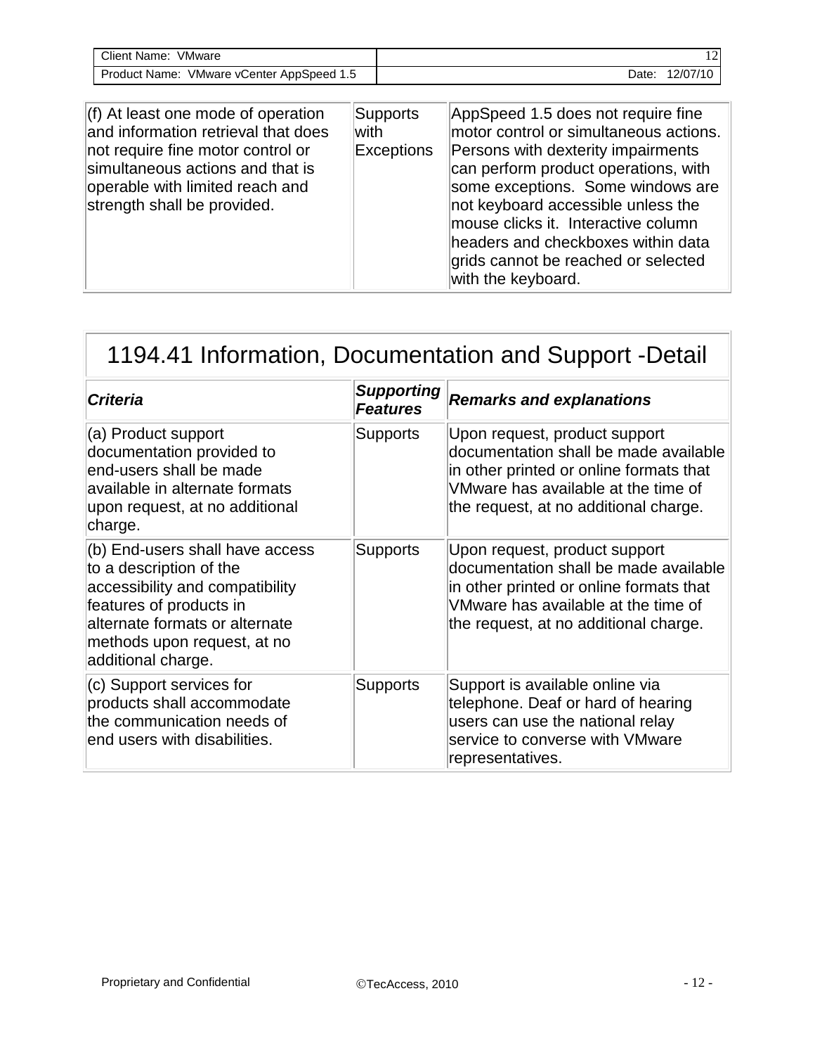| | | |
|---|---|---|
| (f) At least one mode of operation and information retrieval that does not require fine motor control or simultaneous actions and that is operable with limited reach and strength shall be provided. | Supports with Exceptions | AppSpeed 1.5 does not require fine motor control or simultaneous actions. Persons with dexterity impairments can perform product operations, with some exceptions. Some windows are not keyboard accessible unless the mouse clicks it. Interactive column headers and checkboxes within data grids cannot be reached or selected with the keyboard. |

## 1194.41 Information, Documentation and Support -Detail

| ***Criteria*** | ***Supporting Features*** | ***Remarks and explanations*** |
|---|---|---|
| (a) Product support documentation provided to end-users shall be made available in alternate formats upon request, at no additional charge. | Supports | Upon request, product support documentation shall be made available in other printed or online formats that VMware has available at the time of the request, at no additional charge. |
| (b) End-users shall have access to a description of the accessibility and compatibility features of products in alternate formats or alternate methods upon request, at no additional charge. | Supports | Upon request, product support documentation shall be made available in other printed or online formats that VMware has available at the time of the request, at no additional charge. |
| (c) Support services for products shall accommodate the communication needs of end users with disabilities. | Supports | Support is available online via telephone. Deaf or hard of hearing users can use the national relay service to converse with VMware representatives. |